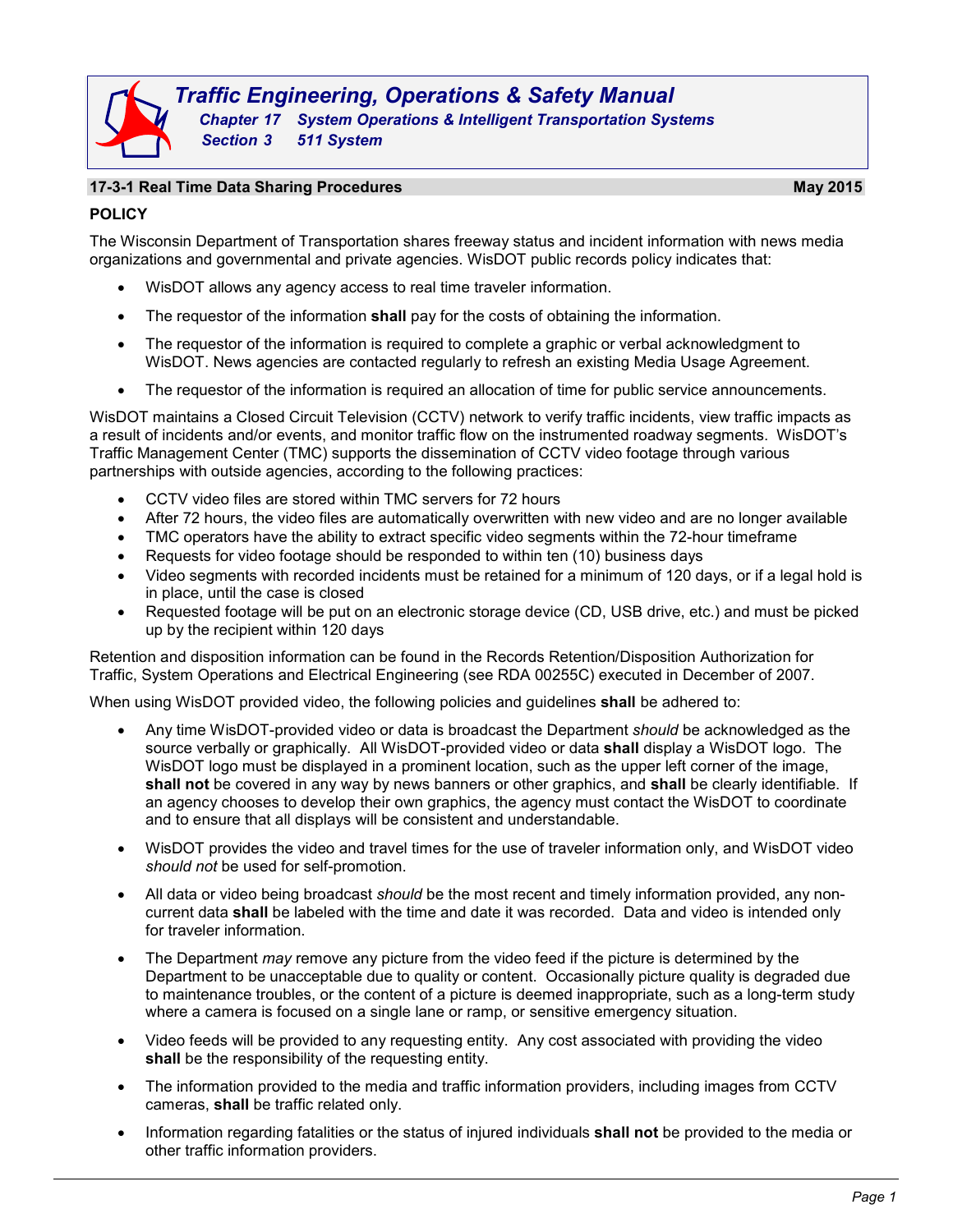# Traffic Engineering, Operations & Safety Manual

## Chapter 17 System Operations & Intelligent Transportation Systems

## Section 3 511 System

### 17-3-1 Real Time Data Sharing Procedures — May 2015

**POLICY**

The Wisconsin Department of Transportation shares freeway status and incident information with news media organizations and governmental and private agencies. WisDOT public records policy indicates that:

- WisDOT allows any agency access to real time traveler information.
- The requestor of the information **shall** pay for the costs of obtaining the information.
- The requestor of the information is required to complete a graphic or verbal acknowledgment to WisDOT. News agencies are contacted regularly to refresh an existing Media Usage Agreement.
- The requestor of the information is required an allocation of time for public service announcements.

WisDOT maintains a Closed Circuit Television (CCTV) network to verify traffic incidents, view traffic impacts as a result of incidents and/or events, and monitor traffic flow on the instrumented roadway segments. WisDOT's Traffic Management Center (TMC) supports the dissemination of CCTV video footage through various partnerships with outside agencies, according to the following practices:

- CCTV video files are stored within TMC servers for 72 hours
- After 72 hours, the video files are automatically overwritten with new video and are no longer available
- TMC operators have the ability to extract specific video segments within the 72-hour timeframe
- Requests for video footage should be responded to within ten (10) business days
- Video segments with recorded incidents must be retained for a minimum of 120 days, or if a legal hold is in place, until the case is closed
- Requested footage will be put on an electronic storage device (CD, USB drive, etc.) and must be picked up by the recipient within 120 days

Retention and disposition information can be found in the Records Retention/Disposition Authorization for Traffic, System Operations and Electrical Engineering (see RDA 00255C) executed in December of 2007.

When using WisDOT provided video, the following policies and guidelines **shall** be adhered to:

- Any time WisDOT-provided video or data is broadcast the Department *should* be acknowledged as the source verbally or graphically. All WisDOT-provided video or data **shall** display a WisDOT logo. The WisDOT logo must be displayed in a prominent location, such as the upper left corner of the image, **shall not** be covered in any way by news banners or other graphics, and **shall** be clearly identifiable. If an agency chooses to develop their own graphics, the agency must contact the WisDOT to coordinate and to ensure that all displays will be consistent and understandable.
- WisDOT provides the video and travel times for the use of traveler information only, and WisDOT video *should not* be used for self-promotion.
- All data or video being broadcast *should* be the most recent and timely information provided, any non-current data **shall** be labeled with the time and date it was recorded. Data and video is intended only for traveler information.
- The Department *may* remove any picture from the video feed if the picture is determined by the Department to be unacceptable due to quality or content. Occasionally picture quality is degraded due to maintenance troubles, or the content of a picture is deemed inappropriate, such as a long-term study where a camera is focused on a single lane or ramp, or sensitive emergency situation.
- Video feeds will be provided to any requesting entity. Any cost associated with providing the video **shall** be the responsibility of the requesting entity.
- The information provided to the media and traffic information providers, including images from CCTV cameras, **shall** be traffic related only.
- Information regarding fatalities or the status of injured individuals **shall not** be provided to the media or other traffic information providers.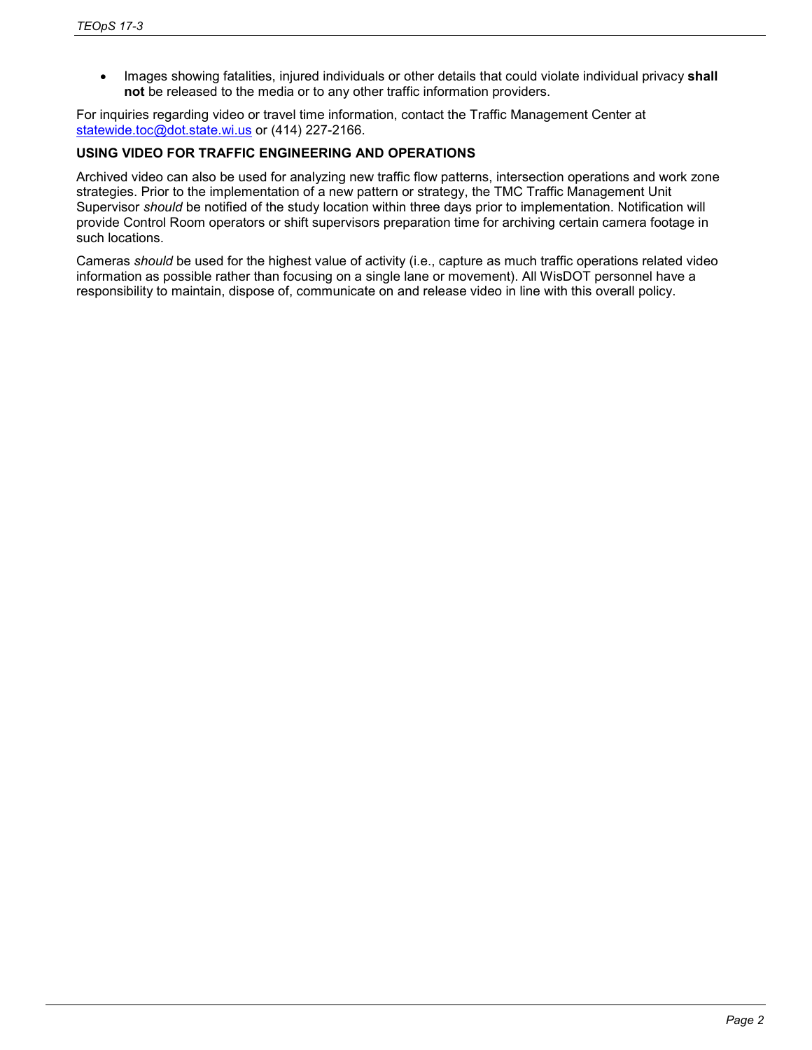- Images showing fatalities, injured individuals or other details that could violate individual privacy **shall not** be released to the media or to any other traffic information providers.

For inquiries regarding video or travel time information, contact the Traffic Management Center at statewide.toc@dot.state.wi.us or (414) 227-2166.

**USING VIDEO FOR TRAFFIC ENGINEERING AND OPERATIONS**

Archived video can also be used for analyzing new traffic flow patterns, intersection operations and work zone strategies. Prior to the implementation of a new pattern or strategy, the TMC Traffic Management Unit Supervisor *should* be notified of the study location within three days prior to implementation. Notification will provide Control Room operators or shift supervisors preparation time for archiving certain camera footage in such locations.

Cameras *should* be used for the highest value of activity (i.e., capture as much traffic operations related video information as possible rather than focusing on a single lane or movement). All WisDOT personnel have a responsibility to maintain, dispose of, communicate on and release video in line with this overall policy.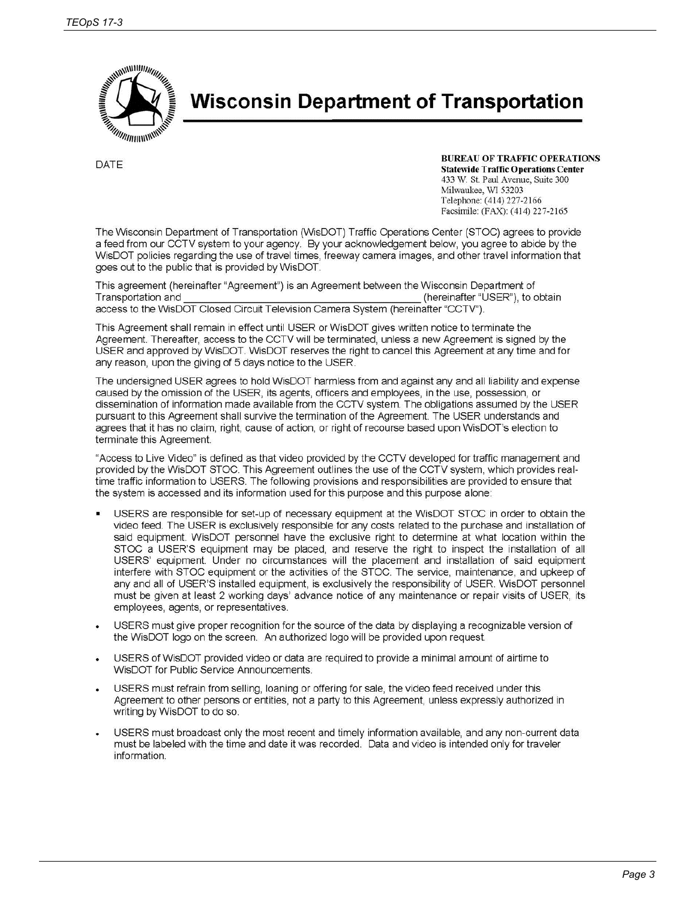# Wisconsin Department of Transportation

DATE

**BUREAU OF TRAFFIC OPERATIONS**
**Statewide Traffic Operations Center**
433 W. St. Paul Avenue, Suite 300
Milwaukee, WI 53203
Telephone: (414) 227-2166
Facsimile: (FAX): (414) 227-2165

The Wisconsin Department of Transportation (WisDOT) Traffic Operations Center (STOC) agrees to provide a feed from our CCTV system to your agency. By your acknowledgement below, you agree to abide by the WisDOT policies regarding the use of travel times, freeway camera images, and other travel information that goes out to the public that is provided by WisDOT.

This agreement (hereinafter "Agreement") is an Agreement between the Wisconsin Department of Transportation and ________________________________________ (hereinafter "USER"), to obtain access to the WisDOT Closed Circuit Television Camera System (hereinafter "CCTV").

This Agreement shall remain in effect until USER or WisDOT gives written notice to terminate the Agreement. Thereafter, access to the CCTV will be terminated, unless a new Agreement is signed by the USER and approved by WisDOT. WisDOT reserves the right to cancel this Agreement at any time and for any reason, upon the giving of 5 days notice to the USER.

The undersigned USER agrees to hold WisDOT harmless from and against any and all liability and expense caused by the omission of the USER, its agents, officers and employees, in the use, possession, or dissemination of information made available from the CCTV system. The obligations assumed by the USER pursuant to this Agreement shall survive the termination of the Agreement. The USER understands and agrees that it has no claim, right, cause of action, or right of recourse based upon WisDOT's election to terminate this Agreement.

"Access to Live Video" is defined as that video provided by the CCTV developed for traffic management and provided by the WisDOT STOC. This Agreement outlines the use of the CCTV system, which provides real-time traffic information to USERS. The following provisions and responsibilities are provided to ensure that the system is accessed and its information used for this purpose and this purpose alone:

- USERS are responsible for set-up of necessary equipment at the WisDOT STOC in order to obtain the video feed. The USER is exclusively responsible for any costs related to the purchase and installation of said equipment. WisDOT personnel have the exclusive right to determine at what location within the STOC a USER'S equipment may be placed, and reserve the right to inspect the installation of all USERS' equipment. Under no circumstances will the placement and installation of said equipment interfere with STOC equipment or the activities of the STOC. The service, maintenance, and upkeep of any and all of USER'S installed equipment, is exclusively the responsibility of USER. WisDOT personnel must be given at least 2 working days' advance notice of any maintenance or repair visits of USER, its employees, agents, or representatives.
- USERS must give proper recognition for the source of the data by displaying a recognizable version of the WisDOT logo on the screen. An authorized logo will be provided upon request.
- USERS of WisDOT provided video or data are required to provide a minimal amount of airtime to WisDOT for Public Service Announcements.
- USERS must refrain from selling, loaning or offering for sale, the video feed received under this Agreement to other persons or entities, not a party to this Agreement, unless expressly authorized in writing by WisDOT to do so.
- USERS must broadcast only the most recent and timely information available, and any non-current data must be labeled with the time and date it was recorded. Data and video is intended only for traveler information.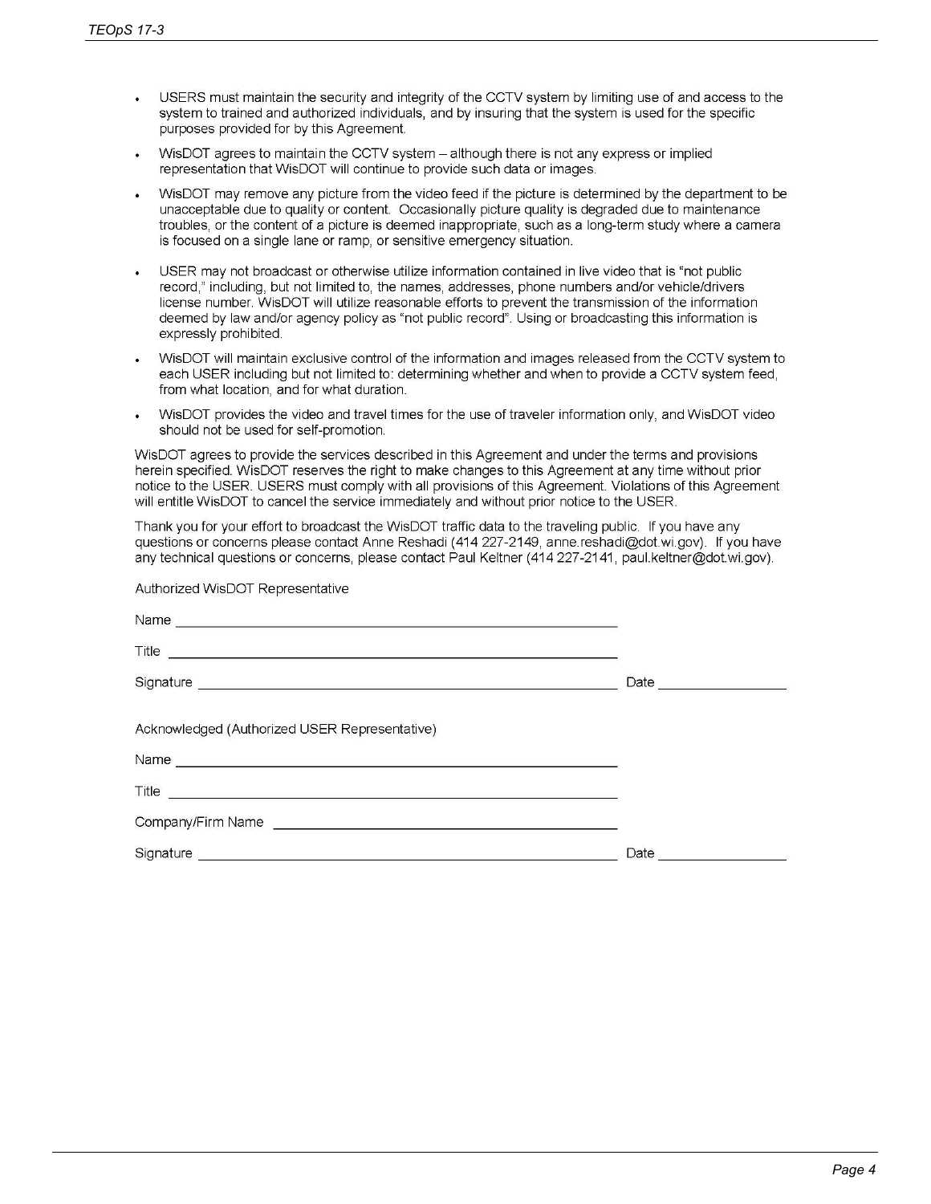- USERS must maintain the security and integrity of the CCTV system by limiting use of and access to the system to trained and authorized individuals, and by insuring that the system is used for the specific purposes provided for by this Agreement.
- WisDOT agrees to maintain the CCTV system – although there is not any express or implied representation that WisDOT will continue to provide such data or images.
- WisDOT may remove any picture from the video feed if the picture is determined by the department to be unacceptable due to quality or content. Occasionally picture quality is degraded due to maintenance troubles, or the content of a picture is deemed inappropriate, such as a long-term study where a camera is focused on a single lane or ramp, or sensitive emergency situation.
- USER may not broadcast or otherwise utilize information contained in live video that is "not public record," including, but not limited to, the names, addresses, phone numbers and/or vehicle/drivers license number. WisDOT will utilize reasonable efforts to prevent the transmission of the information deemed by law and/or agency policy as "not public record". Using or broadcasting this information is expressly prohibited.
- WisDOT will maintain exclusive control of the information and images released from the CCTV system to each USER including but not limited to: determining whether and when to provide a CCTV system feed, from what location, and for what duration.
- WisDOT provides the video and travel times for the use of traveler information only, and WisDOT video should not be used for self-promotion.

WisDOT agrees to provide the services described in this Agreement and under the terms and provisions herein specified. WisDOT reserves the right to make changes to this Agreement at any time without prior notice to the USER. USERS must comply with all provisions of this Agreement. Violations of this Agreement will entitle WisDOT to cancel the service immediately and without prior notice to the USER.

Thank you for your effort to broadcast the WisDOT traffic data to the traveling public. If you have any questions or concerns please contact Anne Reshadi (414 227-2149, anne.reshadi@dot.wi.gov). If you have any technical questions or concerns, please contact Paul Keltner (414 227-2141, paul.keltner@dot.wi.gov).

Authorized WisDOT Representative

Name ____________________________________________

Title ____________________________________________

Signature ____________________________________________ Date ______________

Acknowledged (Authorized USER Representative)

Name ____________________________________________

Title ____________________________________________

Company/Firm Name ________________________________

Signature ____________________________________________ Date ______________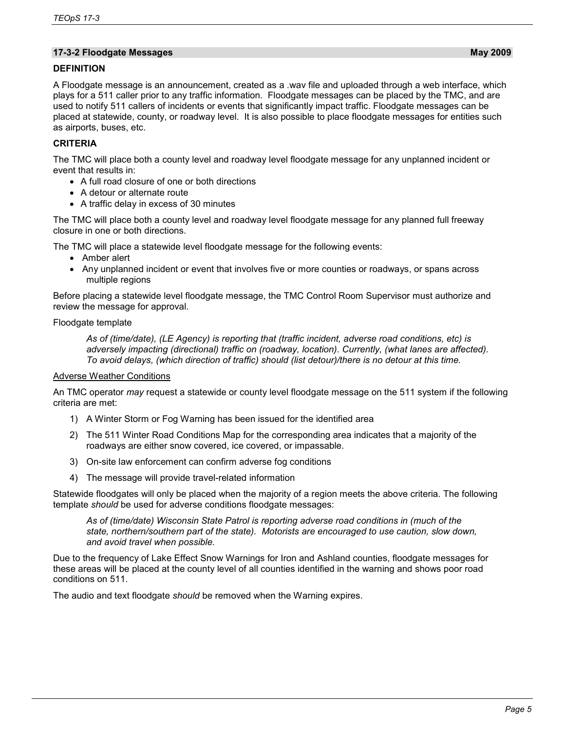## 17-3-2 Floodgate Messages May 2009

### DEFINITION

A Floodgate message is an announcement, created as a .wav file and uploaded through a web interface, which plays for a 511 caller prior to any traffic information. Floodgate messages can be placed by the TMC, and are used to notify 511 callers of incidents or events that significantly impact traffic. Floodgate messages can be placed at statewide, county, or roadway level. It is also possible to place floodgate messages for entities such as airports, buses, etc.

### CRITERIA

The TMC will place both a county level and roadway level floodgate message for any unplanned incident or event that results in:

- A full road closure of one or both directions
- A detour or alternate route
- A traffic delay in excess of 30 minutes

The TMC will place both a county level and roadway level floodgate message for any planned full freeway closure in one or both directions.

The TMC will place a statewide level floodgate message for the following events:

- Amber alert
- Any unplanned incident or event that involves five or more counties or roadways, or spans across multiple regions

Before placing a statewide level floodgate message, the TMC Control Room Supervisor must authorize and review the message for approval.

Floodgate template

> *As of (time/date), (LE Agency) is reporting that (traffic incident, adverse road conditions, etc) is adversely impacting (directional) traffic on (roadway, location). Currently, (what lanes are affected). To avoid delays, (which direction of traffic) should (list detour)/there is no detour at this time.*

<u>Adverse Weather Conditions</u>

An TMC operator *may* request a statewide or county level floodgate message on the 511 system if the following criteria are met:

1) A Winter Storm or Fog Warning has been issued for the identified area
2) The 511 Winter Road Conditions Map for the corresponding area indicates that a majority of the roadways are either snow covered, ice covered, or impassable.
3) On-site law enforcement can confirm adverse fog conditions
4) The message will provide travel-related information

Statewide floodgates will only be placed when the majority of a region meets the above criteria. The following template *should* be used for adverse conditions floodgate messages:

> *As of (time/date) Wisconsin State Patrol is reporting adverse road conditions in (much of the state, northern/southern part of the state). Motorists are encouraged to use caution, slow down, and avoid travel when possible.*

Due to the frequency of Lake Effect Snow Warnings for Iron and Ashland counties, floodgate messages for these areas will be placed at the county level of all counties identified in the warning and shows poor road conditions on 511.

The audio and text floodgate *should* be removed when the Warning expires.